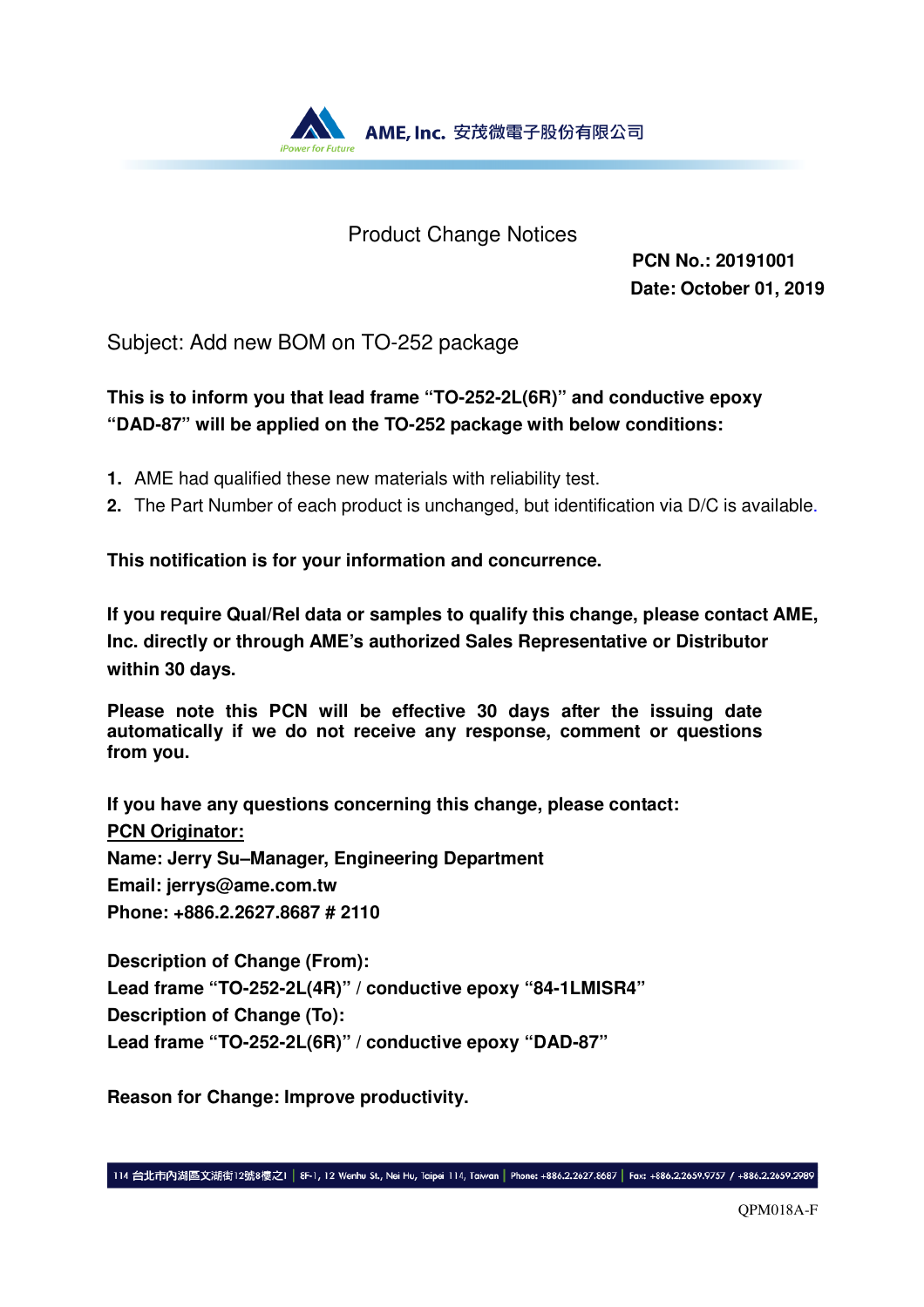AME, Inc. 安茂微電子股份有限公司

iPower for Future

# Product Change Notices

**PCN No.: 20191001**
**Date: October 01, 2019**

Subject: Add new BOM on TO-252 package

**This is to inform you that lead frame "TO-252-2L(6R)" and conductive epoxy "DAD-87" will be applied on the TO-252 package with below conditions:**

1. AME had qualified these new materials with reliability test.
2. The Part Number of each product is unchanged, but identification via D/C is available.

**This notification is for your information and concurrence.**

**If you require Qual/Rel data or samples to qualify this change, please contact AME, Inc. directly or through AME's authorized Sales Representative or Distributor within 30 days.**

**Please note this PCN will be effective 30 days after the issuing date automatically if we do not receive any response, comment or questions from you.**

**If you have any questions concerning this change, please contact:**
**PCN Originator:**
**Name: Jerry Su–Manager, Engineering Department**
**Email: jerrys@ame.com.tw**
**Phone: +886.2.2627.8687 # 2110**

**Description of Change (From):**
**Lead frame "TO-252-2L(4R)" / conductive epoxy "84-1LMISR4"**
**Description of Change (To):**
**Lead frame "TO-252-2L(6R)" / conductive epoxy "DAD-87"**

**Reason for Change: Improve productivity.**

114 台北市內湖區文湖街12號8樓之1 | 8F-1, 12 Wenhu St., Nei Hu, Taipei 114, Taiwan | Phone: +886.2.2627.8687 | Fax: +886.2.2659.9757 / +886.2.2659.2989

QPM018A-F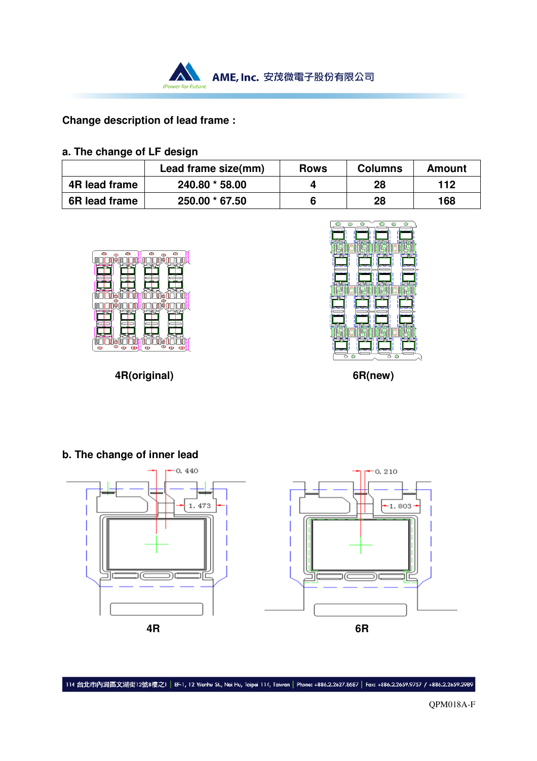**Change description of lead frame :**

**a. The change of LF design**

| | Lead frame size(mm) | Rows | Columns | Amount |
|---|---|---|---|---|
| 4R lead frame | 240.80 * 58.00 | 4 | 28 | 112 |
| 6R lead frame | 250.00 * 67.50 | 6 | 28 | 168 |

4R(original)

6R(new)

**b. The change of inner lead**

0. 440

1. 473

0. 210

1. 803

4R

6R

QPM018A-F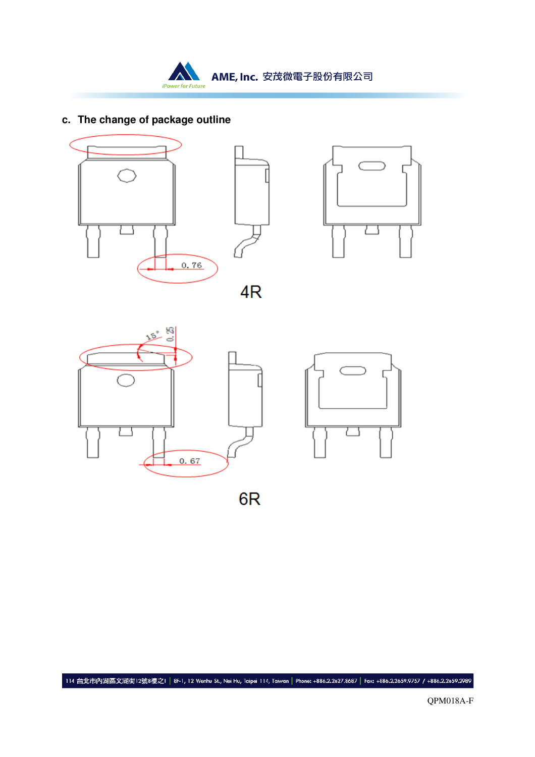## c. The change of package outline

0.76

4R

15° 0.25

0.67

6R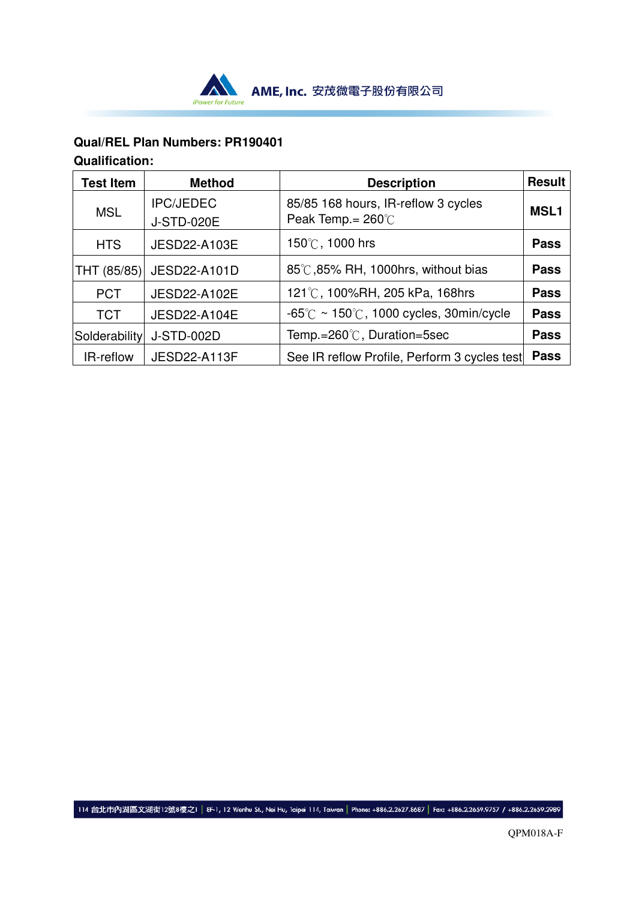**Qual/REL Plan Numbers: PR190401**

**Qualification:**

| Test Item | Method | Description | Result |
|---|---|---|---|
| MSL | IPC/JEDEC J-STD-020E | 85/85 168 hours, IR-reflow 3 cycles Peak Temp.= 260℃ | **MSL1** |
| HTS | JESD22-A103E | 150℃, 1000 hrs | **Pass** |
| THT (85/85) | JESD22-A101D | 85℃,85% RH, 1000hrs, without bias | **Pass** |
| PCT | JESD22-A102E | 121℃, 100%RH, 205 kPa, 168hrs | **Pass** |
| TCT | JESD22-A104E | -65℃ ~ 150℃, 1000 cycles, 30min/cycle | **Pass** |
| Solderability | J-STD-002D | Temp.=260℃, Duration=5sec | **Pass** |
| IR-reflow | JESD22-A113F | See IR reflow Profile, Perform 3 cycles test | **Pass** |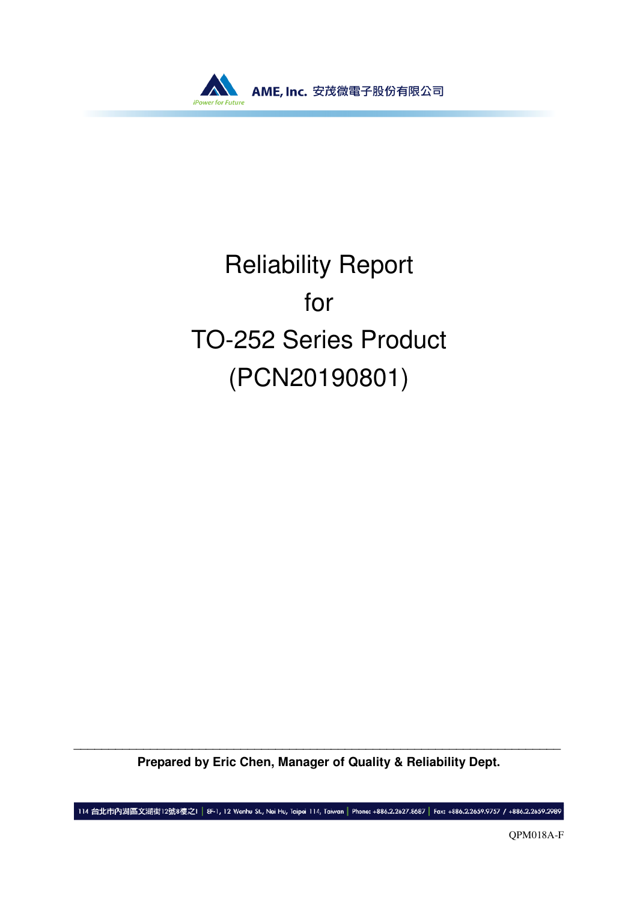# Reliability Report
# for
# TO-252 Series Product
# (PCN20190801)

**Prepared by Eric Chen, Manager of Quality & Reliability Dept.**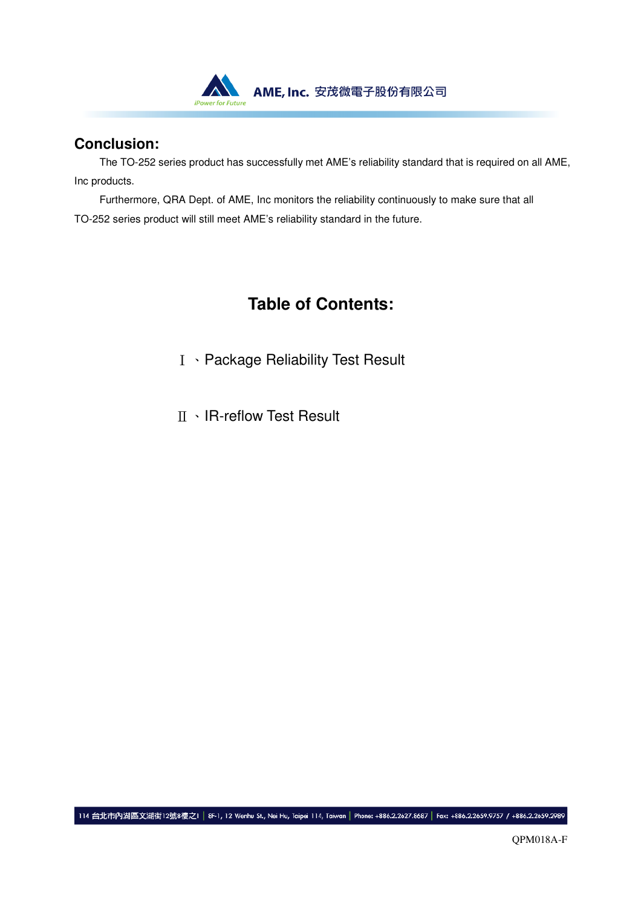## Conclusion:

The TO-252 series product has successfully met AME's reliability standard that is required on all AME, Inc products.

Furthermore, QRA Dept. of AME, Inc monitors the reliability continuously to make sure that all TO-252 series product will still meet AME's reliability standard in the future.

## Table of Contents:

Ⅰ、Package Reliability Test Result

Ⅱ、IR-reflow Test Result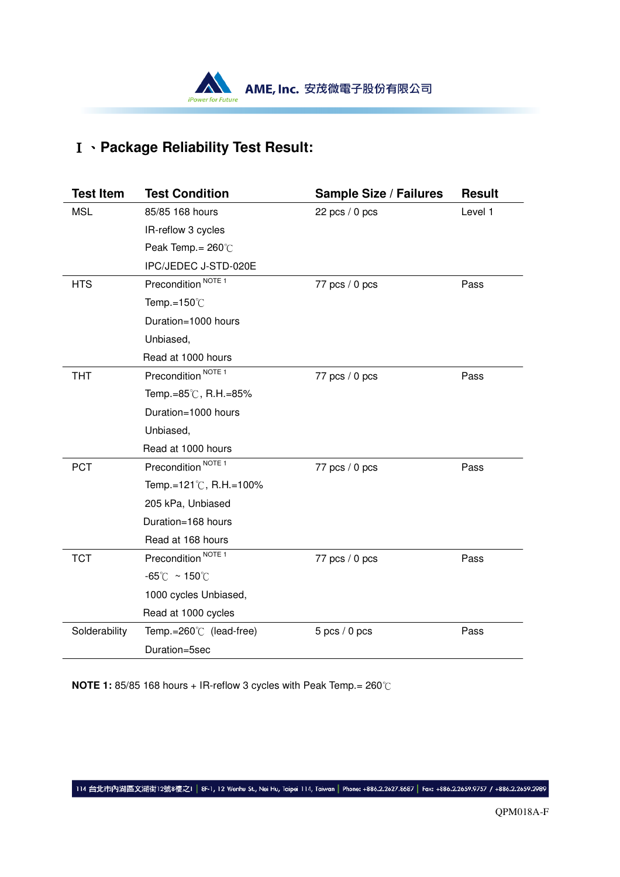# I 、Package Reliability Test Result:

| Test Item | Test Condition | Sample Size / Failures | Result |
|---|---|---|---|
| MSL | 85/85 168 hours<br>IR-reflow 3 cycles<br>Peak Temp.= 260℃<br>IPC/JEDEC J-STD-020E | 22 pcs / 0 pcs | Level 1 |
| HTS | Precondition [NOTE 1]<br>Temp.=150℃<br>Duration=1000 hours<br>Unbiased,<br>Read at 1000 hours | 77 pcs / 0 pcs | Pass |
| THT | Precondition [NOTE 1]<br>Temp.=85℃, R.H.=85%<br>Duration=1000 hours<br>Unbiased,<br>Read at 1000 hours | 77 pcs / 0 pcs | Pass |
| PCT | Precondition [NOTE 1]<br>Temp.=121℃, R.H.=100%<br>205 kPa, Unbiased<br>Duration=168 hours<br>Read at 168 hours | 77 pcs / 0 pcs | Pass |
| TCT | Precondition [NOTE 1]<br>-65℃ ~ 150℃<br>1000 cycles Unbiased,<br>Read at 1000 cycles | 77 pcs / 0 pcs | Pass |
| Solderability | Temp.=260℃ (lead-free)<br>Duration=5sec | 5 pcs / 0 pcs | Pass |

**NOTE 1:** 85/85 168 hours + IR-reflow 3 cycles with Peak Temp.= 260℃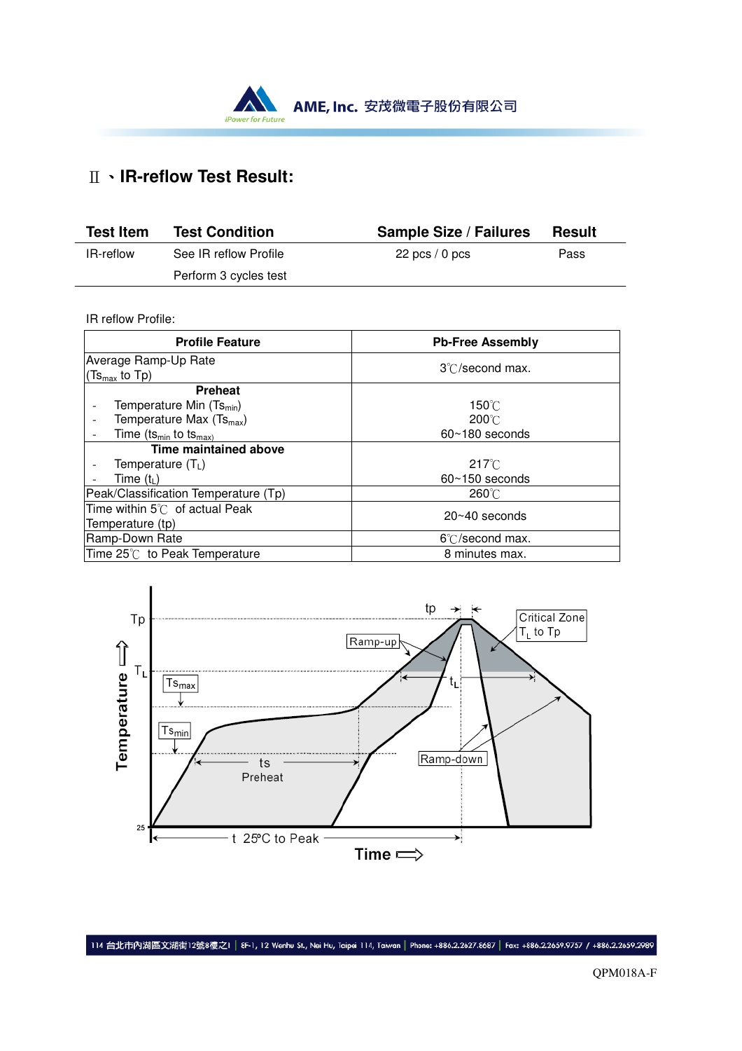## Ⅱ、IR-reflow Test Result:

| Test Item | Test Condition | Sample Size / Failures | Result |
|---|---|---|---|
| IR-reflow | See IR reflow Profile<br>Perform 3 cycles test | 22 pcs / 0 pcs | Pass |

IR reflow Profile:

| Profile Feature | Pb-Free Assembly |
|---|---|
| Average Ramp-Up Rate ($Ts_{max}$ to Tp) | 3℃/second max. |
| **Preheat**<br>- Temperature Min ($Ts_{min}$)<br>- Temperature Max ($Ts_{max}$)<br>- Time ($ts_{min}$ to $ts_{max}$) | <br>150℃<br>200℃<br>60~180 seconds |
| **Time maintained above**<br>- Temperature ($T_L$)<br>- Time ($t_L$) | <br>217℃<br>60~150 seconds |
| Peak/Classification Temperature (Tp) | 260℃ |
| Time within 5℃ of actual Peak Temperature (tp) | 20~40 seconds |
| Ramp-Down Rate | 6℃/second max. |
| Time 25℃ to Peak Temperature | 8 minutes max. |

Tp
tp
Critical Zone
$T_L$ to Tp
Ramp-up
$T_L$
$t_L$
$Ts_{max}$
$Ts_{min}$
ts
Preheat
Ramp-down
Temperature
25
t 25°C to Peak
Time

QPM018A-F